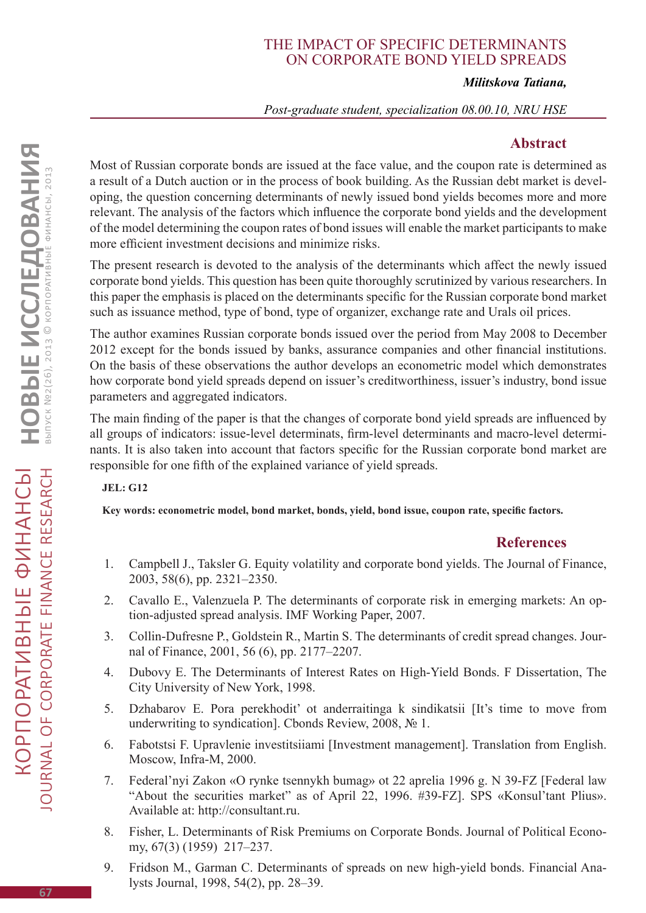# THE IMPACT OF SPECIFIC DETERMINANTS ON CORPORATE BOND YIELD SPREADS

***Militskova Tatiana,***

*Post-graduate student, specialization 08.00.10, NRU HSE*

## Abstract

Most of Russian corporate bonds are issued at the face value, and the coupon rate is determined as a result of a Dutch auction or in the process of book building. As the Russian debt market is developing, the question concerning determinants of newly issued bond yields becomes more and more relevant. The analysis of the factors which influence the corporate bond yields and the development of the model determining the coupon rates of bond issues will enable the market participants to make more efficient investment decisions and minimize risks.

The present research is devoted to the analysis of the determinants which affect the newly issued corporate bond yields. This question has been quite thoroughly scrutinized by various researchers. In this paper the emphasis is placed on the determinants specific for the Russian corporate bond market such as issuance method, type of bond, type of organizer, exchange rate and Urals oil prices.

The author examines Russian corporate bonds issued over the period from May 2008 to December 2012 except for the bonds issued by banks, assurance companies and other financial institutions. On the basis of these observations the author develops an econometric model which demonstrates how corporate bond yield spreads depend on issuer's creditworthiness, issuer's industry, bond issue parameters and aggregated indicators.

The main finding of the paper is that the changes of corporate bond yield spreads are influenced by all groups of indicators: issue-level determinats, firm-level determinants and macro-level determinants. It is also taken into account that factors specific for the Russian corporate bond market are responsible for one fifth of the explained variance of yield spreads.

**JEL: G12**

**Key words: econometric model, bond market, bonds, yield, bond issue, coupon rate, specific factors.**

## References

1. Campbell J., Taksler G. Equity volatility and corporate bond yields. The Journal of Finance, 2003, 58(6), pp. 2321–2350.
2. Cavallo E., Valenzuela P. The determinants of corporate risk in emerging markets: An option-adjusted spread analysis. IMF Working Paper, 2007.
3. Collin-Dufresne P., Goldstein R., Martin S. The determinants of credit spread changes. Journal of Finance, 2001, 56 (6), pp. 2177–2207.
4. Dubovy E. The Determinants of Interest Rates on High-Yield Bonds. F Dissertation, The City University of New York, 1998.
5. Dzhabarov E. Pora perekhodit' ot anderraitinga k sindikatsii [It's time to move from underwriting to syndication]. Cbonds Review, 2008, № 1.
6. Fabotstsi F. Upravlenie investitsiiami [Investment management]. Translation from English. Moscow, Infra-M, 2000.
7. Federal'nyi Zakon «O rynke tsennykh bumag» ot 22 aprelia 1996 g. N 39-FZ [Federal law "About the securities market" as of April 22, 1996. #39-FZ]. SPS «Konsul'tant Plius». Available at: http://consultant.ru.
8. Fisher, L. Determinants of Risk Premiums on Corporate Bonds. Journal of Political Economy, 67(3) (1959) 217–237.
9. Fridson M., Garman C. Determinants of spreads on new high-yield bonds. Financial Analysts Journal, 1998, 54(2), pp. 28–39.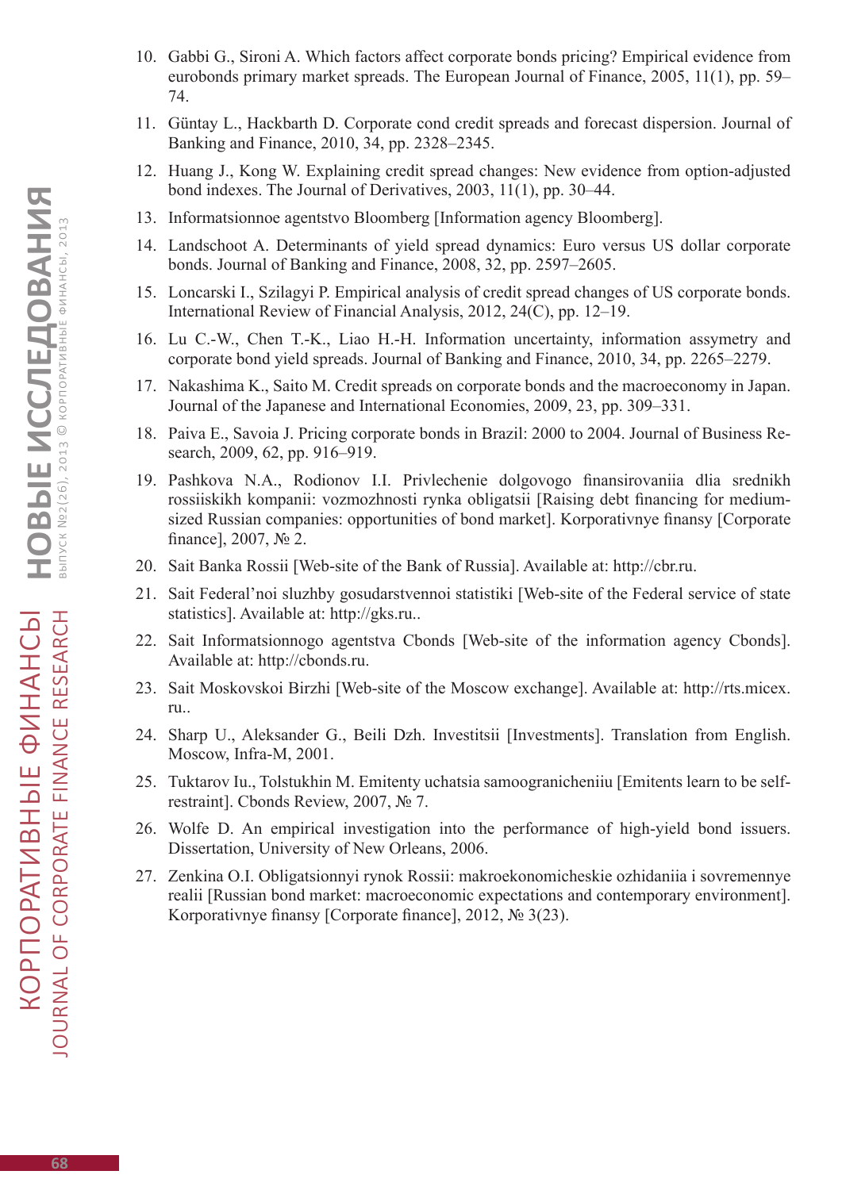10. Gabbi G., Sironi A. Which factors affect corporate bonds pricing? Empirical evidence from eurobonds primary market spreads. The European Journal of Finance, 2005, 11(1), pp. 59–74.
11. Güntay L., Hackbarth D. Corporate cond credit spreads and forecast dispersion. Journal of Banking and Finance, 2010, 34, pp. 2328–2345.
12. Huang J., Kong W. Explaining credit spread changes: New evidence from option-adjusted bond indexes. The Journal of Derivatives, 2003, 11(1), pp. 30–44.
13. Informatsionnoe agentstvo Bloomberg [Information agency Bloomberg].
14. Landschoot A. Determinants of yield spread dynamics: Euro versus US dollar corporate bonds. Journal of Banking and Finance, 2008, 32, pp. 2597–2605.
15. Loncarski I., Szilagyi P. Empirical analysis of credit spread changes of US corporate bonds. International Review of Financial Analysis, 2012, 24(C), pp. 12–19.
16. Lu C.-W., Chen T.-K., Liao H.-H. Information uncertainty, information assymetry and corporate bond yield spreads. Journal of Banking and Finance, 2010, 34, pp. 2265–2279.
17. Nakashima K., Saito M. Credit spreads on corporate bonds and the macroeconomy in Japan. Journal of the Japanese and International Economies, 2009, 23, pp. 309–331.
18. Paiva E., Savoia J. Pricing corporate bonds in Brazil: 2000 to 2004. Journal of Business Research, 2009, 62, pp. 916–919.
19. Pashkova N.A., Rodionov I.I. Privlechenie dolgovogo finansirovaniia dlia srednikh rossiiskikh kompanii: vozmozhnosti rynka obligatsii [Raising debt financing for medium-sized Russian companies: opportunities of bond market]. Korporativnye finansy [Corporate finance], 2007, № 2.
20. Sait Banka Rossii [Web-site of the Bank of Russia]. Available at: http://cbr.ru.
21. Sait Federal'noi sluzhby gosudarstvennoi statistiki [Web-site of the Federal service of state statistics]. Available at: http://gks.ru..
22. Sait Informatsionnogo agentstva Cbonds [Web-site of the information agency Cbonds]. Available at: http://cbonds.ru.
23. Sait Moskovskoi Birzhi [Web-site of the Moscow exchange]. Available at: http://rts.micex.ru..
24. Sharp U., Aleksander G., Beili Dzh. Investitsii [Investments]. Translation from English. Moscow, Infra-M, 2001.
25. Tuktarov Iu., Tolstukhin M. Emitenty uchatsia samoogranicheniiu [Emitents learn to be self-restraint]. Cbonds Review, 2007, № 7.
26. Wolfe D. An empirical investigation into the performance of high-yield bond issuers. Dissertation, University of New Orleans, 2006.
27. Zenkina O.I. Obligatsionnyi rynok Rossii: makroekonomicheskie ozhidaniia i sovremennye realii [Russian bond market: macroeconomic expectations and contemporary environment]. Korporativnye finansy [Corporate finance], 2012, № 3(23).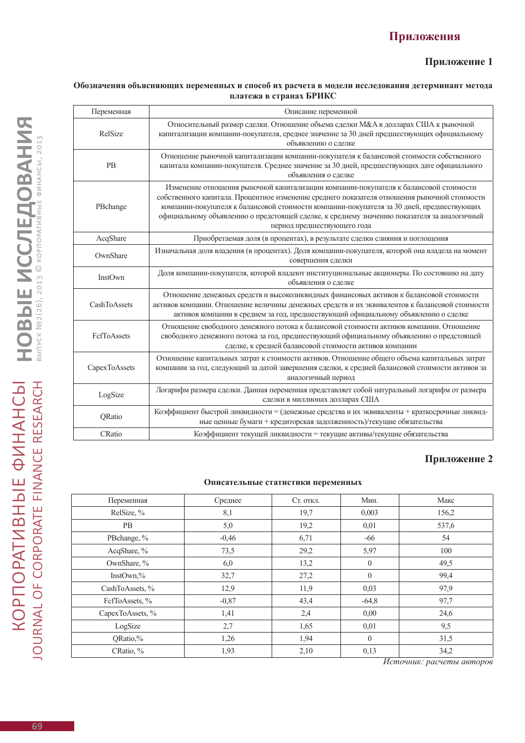# Приложения

## Приложение 1

**Обозначения объясняющих переменных и способ их расчета в модели исследования детерминант метода платежа в странах БРИКС**

| Переменная | Описание переменной |
|---|---|
| RelSize | Относительный размер сделки. Отношение объема сделки M&A в долларах США к рыночной капитализации компании-покупателя, среднее значение за 30 дней предшествующих официальному объявлению о сделке |
| PB | Отношение рыночной капитализации компании-покупателя к балансовой стоимости собственного капитала компании-покупателя. Среднее значение за 30 дней, предшествующих дате официального объявления о сделке |
| PBchange | Изменение отношения рыночной капитализации компании-покупателя к балансовой стоимости собственного капитала. Процентное изменение среднего показателя отношения рыночной стоимости компании-покупателя к балансовой стоимости компании-покупателя за 30 дней, предшествующих официальному объявлению о предстоящей сделке, к среднему значению показателя за аналогичный период предшествующего года |
| AcqShare | Приобретаемая доля (в процентах), в результате сделки слияния и поглощения |
| OwnShare | Изначальная доля владения (в процентах). Доля компании-покупателя, которой она владела на момент совершения сделки |
| InstOwn | Доля компании-покупателя, которой владеют институциональные акционеры. По состоянию на дату объявления о сделке |
| CashToAssets | Отношение денежных средств и высоколиквидных финансовых активов к балансовой стоимости активов компании. Отношение величины денежных средств и их эквивалентов к балансовой стоимости активов компании в среднем за год, предшествующий официальному объявлению о сделке |
| FcfToAssets | Отношение свободного денежного потока к балансовой стоимости активов компании. Отношение свободного денежного потока за год, предшествующий официальному объявлению о предстоящей сделке, к средней балансовой стоимости активов компании |
| CapexToAssets | Отношение капитальных затрат к стоимости активов. Отношение общего объема капитальных затрат компании за год, следующий за датой завершения сделки, к средней балансовой стоимости активов за аналогичный период |
| LogSize | Логарифм размера сделки. Данная переменная представляет собой натуральный логарифм от размера сделки в миллионах долларах США |
| QRatio | Коэффициент быстрой ликвидности = (денежные средства и их эквиваленты + краткосрочные ликвидные ценные бумаги + кредиторская задолженность)/текущие обязательства |
| CRatio | Коэффициент текущей ликвидности = текущие активы/текущие обязательства |

## Приложение 2

**Описательные статистики переменных**

| Переменная | Среднее | Ст. откл. | Мин. | Макс |
|---|---|---|---|---|
| RelSize, % | 8,1 | 19,7 | 0,003 | 156,2 |
| PB | 5,0 | 19,2 | 0,01 | 537,6 |
| PBchange, % | -0,46 | 6,71 | -66 | 54 |
| AcqShare, % | 73,5 | 29,2 | 5,97 | 100 |
| OwnShare, % | 6,0 | 13,2 | 0 | 49,5 |
| InstOwn,% | 32,7 | 27,2 | 0 | 99,4 |
| CashToAssets, % | 12,9 | 11,9 | 0,03 | 97,9 |
| FcfToAssets, % | -0,87 | 43,4 | -64,8 | 97,7 |
| CapexToAssets, % | 1,41 | 2,4 | 0,00 | 24,6 |
| LogSize | 2,7 | 1,65 | 0,01 | 9,5 |
| QRatio,% | 1,26 | 1,94 | 0 | 31,5 |
| CRatio, % | 1,93 | 2,10 | 0,13 | 34,2 |

*Источник: расчеты авторов*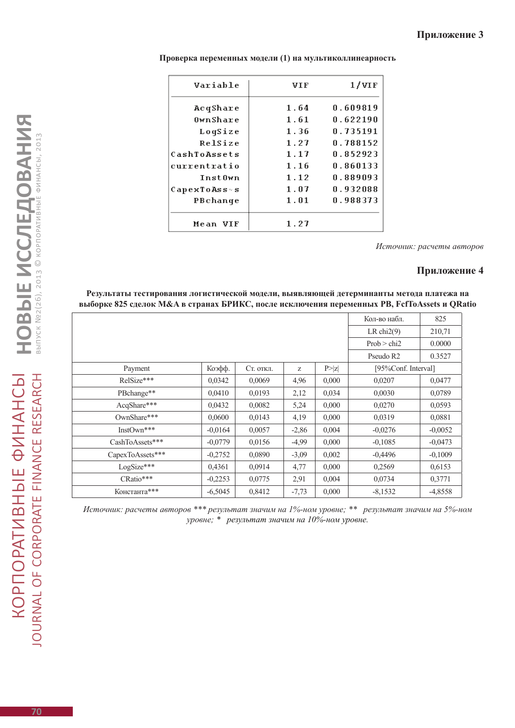## Приложение 3

**Проверка переменных модели (1) на мультиколлинеарность**

| Variable | VIF | 1/VIF |
|---|---|---|
| AcqShare | 1.64 | 0.609819 |
| OwnShare | 1.61 | 0.622190 |
| LogSize | 1.36 | 0.735191 |
| RelSize | 1.27 | 0.788152 |
| CashToAssets | 1.17 | 0.852923 |
| currentratio | 1.16 | 0.860133 |
| InstOwn | 1.12 | 0.889093 |
| CapexToAss~s | 1.07 | 0.932088 |
| PBchange | 1.01 | 0.988373 |
| Mean VIF | 1.27 | |

*Источник: расчеты авторов*

## Приложение 4

**Результаты тестирования логистической модели, выявляющей детерминанты метода платежа на выборке 825 сделок M&A в странах БРИКС, после исключения переменных PB, FcfToAssets и QRatio**

| | | | | | | |
|---|---|---|---|---|---|---|
| | | | | | Кол-во набл. | 825 |
| | | | | | LR chi2(9) | 210,71 |
| | | | | | Prob > chi2 | 0.0000 |
| | | | | | Pseudo R2 | 0.3527 |
| Payment | Коэфф. | Ст. откл. | z | P>\|z\| | [95%Conf. Interval] | |
| RelSize*** | 0,0342 | 0,0069 | 4,96 | 0,000 | 0,0207 | 0,0477 |
| PBchange** | 0,0410 | 0,0193 | 2,12 | 0,034 | 0,0030 | 0,0789 |
| AcqShare*** | 0,0432 | 0,0082 | 5,24 | 0,000 | 0,0270 | 0,0593 |
| OwnShare*** | 0,0600 | 0,0143 | 4,19 | 0,000 | 0,0319 | 0,0881 |
| InstOwn*** | -0,0164 | 0,0057 | -2,86 | 0,004 | -0,0276 | -0,0052 |
| CashToAssets*** | -0,0779 | 0,0156 | -4,99 | 0,000 | -0,1085 | -0,0473 |
| CapexToAssets*** | -0,2752 | 0,0890 | -3,09 | 0,002 | -0,4496 | -0,1009 |
| LogSize*** | 0,4361 | 0,0914 | 4,77 | 0,000 | 0,2569 | 0,6153 |
| CRatio*** | -0,2253 | 0,0775 | 2,91 | 0,004 | 0,0734 | 0,3771 |
| Константа*** | -6,5045 | 0,8412 | -7,73 | 0,000 | -8,1532 | -4,8558 |

*Источник: расчеты авторов \*\*\* результат значим на 1%-ном уровне; \*\* результат значим на 5%-ном уровне; \* результат значим на 10%-ном уровне.*